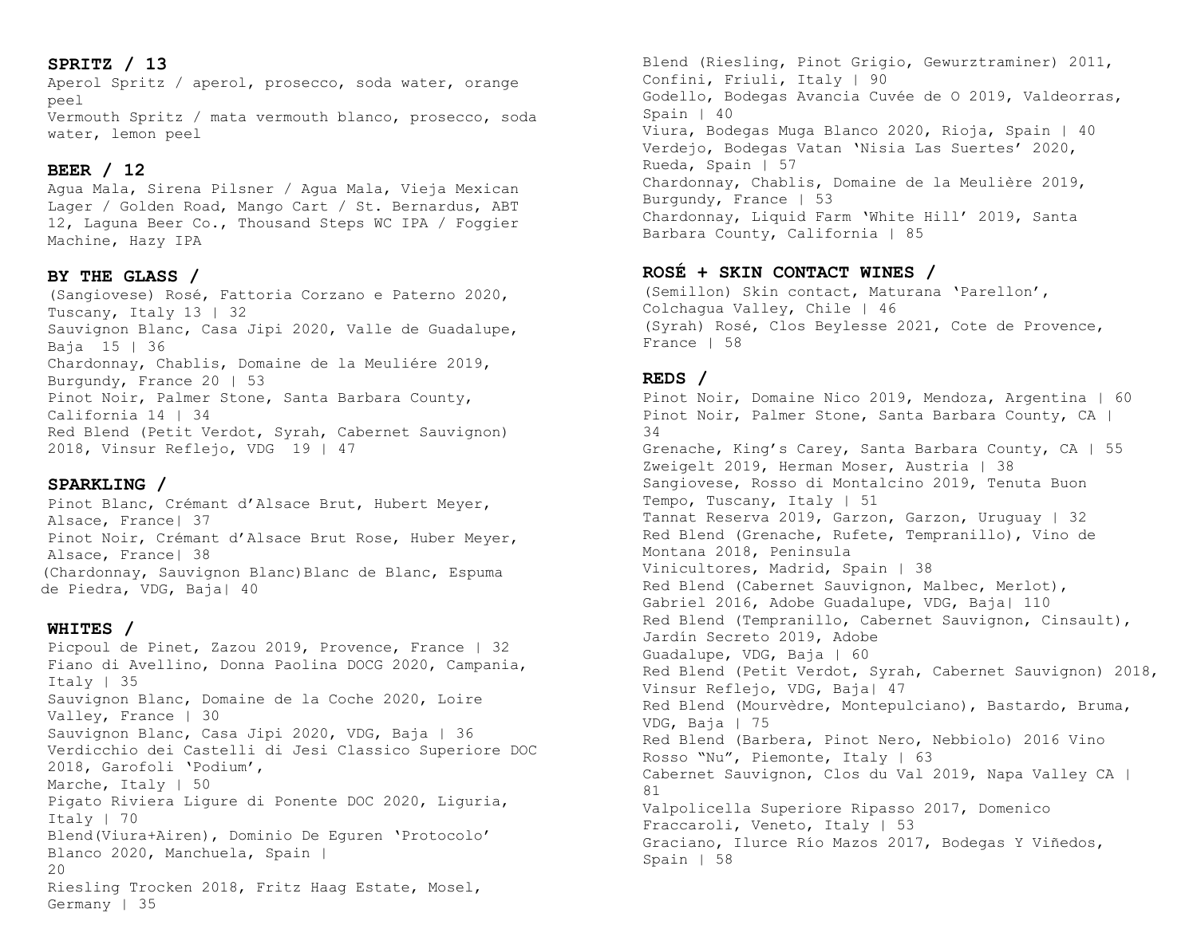## SPRITZ / 13

Aperol Spritz / aperol, prosecco, soda water, orange peel
Vermouth Spritz / mata vermouth blanco, prosecco, soda water, lemon peel

## BEER / 12

Agua Mala, Sirena Pilsner / Agua Mala, Vieja Mexican Lager / Golden Road, Mango Cart / St. Bernardus, ABT 12, Laguna Beer Co., Thousand Steps WC IPA / Foggier Machine, Hazy IPA

## BY THE GLASS /

(Sangiovese) Rosé, Fattoria Corzano e Paterno 2020, Tuscany, Italy 13 | 32
Sauvignon Blanc, Casa Jipi 2020, Valle de Guadalupe, Baja 15 | 36
Chardonnay, Chablis, Domaine de la Meuliére 2019, Burgundy, France 20 | 53
Pinot Noir, Palmer Stone, Santa Barbara County, California 14 | 34
Red Blend (Petit Verdot, Syrah, Cabernet Sauvignon) 2018, Vinsur Reflejo, VDG 19 | 47

## SPARKLING /

Pinot Blanc, Crémant d'Alsace Brut, Hubert Meyer, Alsace, France| 37
Pinot Noir, Crémant d'Alsace Brut Rose, Huber Meyer, Alsace, France| 38
(Chardonnay, Sauvignon Blanc)Blanc de Blanc, Espuma de Piedra, VDG, Baja| 40

## WHITES /

Picpoul de Pinet, Zazou 2019, Provence, France | 32
Fiano di Avellino, Donna Paolina DOCG 2020, Campania, Italy | 35
Sauvignon Blanc, Domaine de la Coche 2020, Loire Valley, France | 30
Sauvignon Blanc, Casa Jipi 2020, VDG, Baja | 36
Verdicchio dei Castelli di Jesi Classico Superiore DOC 2018, Garofoli 'Podium', Marche, Italy | 50
Pigato Riviera Ligure di Ponente DOC 2020, Liguria, Italy | 70
Blend(Viura+Airen), Dominio De Eguren 'Protocolo' Blanco 2020, Manchuela, Spain | 20
Riesling Trocken 2018, Fritz Haag Estate, Mosel, Germany | 35
Blend (Riesling, Pinot Grigio, Gewurztraminer) 2011, Confini, Friuli, Italy | 90
Godello, Bodegas Avancia Cuvée de O 2019, Valdeorras, Spain | 40
Viura, Bodegas Muga Blanco 2020, Rioja, Spain | 40
Verdejo, Bodegas Vatan 'Nisia Las Suertes' 2020, Rueda, Spain | 57
Chardonnay, Chablis, Domaine de la Meulière 2019, Burgundy, France | 53
Chardonnay, Liquid Farm 'White Hill' 2019, Santa Barbara County, California | 85

## ROSÉ + SKIN CONTACT WINES /

(Semillon) Skin contact, Maturana 'Parellon', Colchagua Valley, Chile | 46
(Syrah) Rosé, Clos Beylesse 2021, Cote de Provence, France | 58

## REDS /

Pinot Noir, Domaine Nico 2019, Mendoza, Argentina | 60
Pinot Noir, Palmer Stone, Santa Barbara County, CA | 34
Grenache, King's Carey, Santa Barbara County, CA | 55
Zweigelt 2019, Herman Moser, Austria | 38
Sangiovese, Rosso di Montalcino 2019, Tenuta Buon Tempo, Tuscany, Italy | 51
Tannat Reserva 2019, Garzon, Garzon, Uruguay | 32
Red Blend (Grenache, Rufete, Tempranillo), Vino de Montana 2018, Peninsula Vinicultores, Madrid, Spain | 38
Red Blend (Cabernet Sauvignon, Malbec, Merlot), Gabriel 2016, Adobe Guadalupe, VDG, Baja| 110
Red Blend (Tempranillo, Cabernet Sauvignon, Cinsault), Jardín Secreto 2019, Adobe Guadalupe, VDG, Baja | 60
Red Blend (Petit Verdot, Syrah, Cabernet Sauvignon) 2018, Vinsur Reflejo, VDG, Baja| 47
Red Blend (Mourvèdre, Montepulciano), Bastardo, Bruma, VDG, Baja | 75
Red Blend (Barbera, Pinot Nero, Nebbiolo) 2016 Vino Rosso "Nu", Piemonte, Italy | 63
Cabernet Sauvignon, Clos du Val 2019, Napa Valley CA | 81
Valpolicella Superiore Ripasso 2017, Domenico Fraccaroli, Veneto, Italy | 53
Graciano, Ilurce Río Mazos 2017, Bodegas Y Viñedos, Spain | 58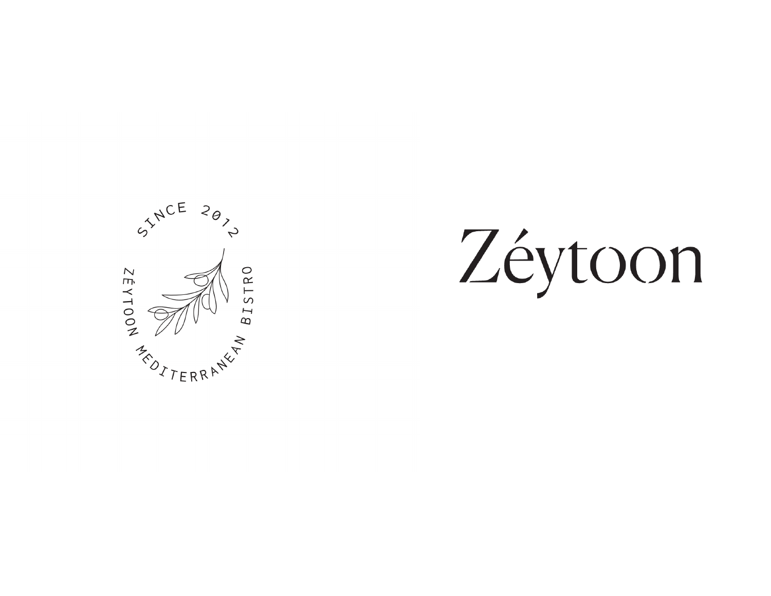SINCE 2012

ZÉYTOON MEDITERRANEAN BISTRO

Zéytoon